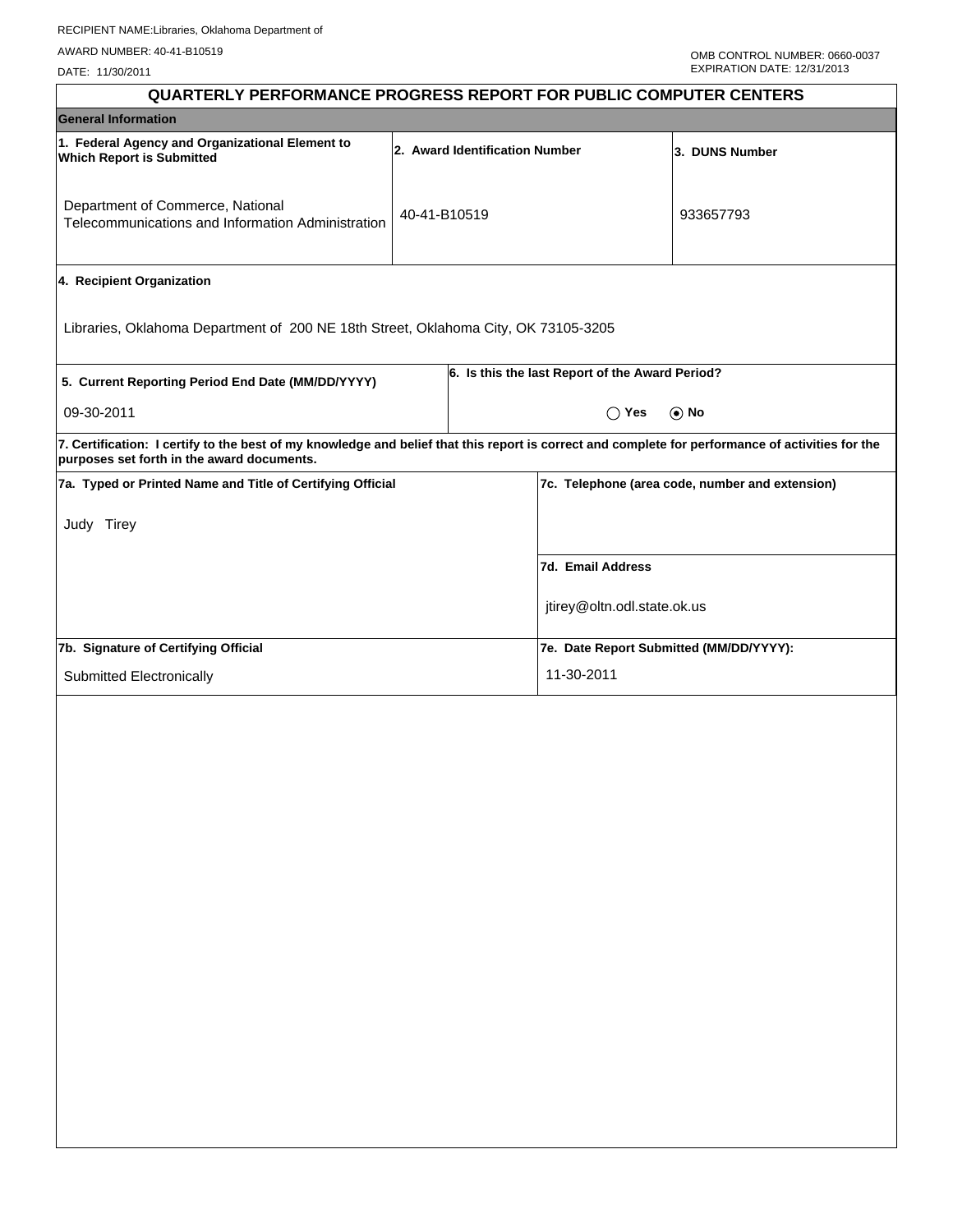RECIPIENT NAME:Libraries, Oklahoma Department of

AWARD NUMBER: 40-41-B10519

DATE: 11/30/2011

OMB CONTROL NUMBER: 0660-0037
EXPIRATION DATE: 12/31/2013

# QUARTERLY PERFORMANCE PROGRESS REPORT FOR PUBLIC COMPUTER CENTERS

## General Information

| 1. Federal Agency and Organizational Element to Which Report is Submitted | 2. Award Identification Number | 3. DUNS Number |
|---|---|---|
| Department of Commerce, National Telecommunications and Information Administration | 40-41-B10519 | 933657793 |

**4. Recipient Organization**

Libraries, Oklahoma Department of 200 NE 18th Street, Oklahoma City, OK 73105-3205

| 5. Current Reporting Period End Date (MM/DD/YYYY) | 6. Is this the last Report of the Award Period? |
|---|---|
| 09-30-2011 | ◯ Yes ⦿ No |

**7. Certification: I certify to the best of my knowledge and belief that this report is correct and complete for performance of activities for the purposes set forth in the award documents.**

| 7a. Typed or Printed Name and Title of Certifying Official | 7c. Telephone (area code, number and extension) |
|---|---|
| Judy Tirey | |
| | **7d. Email Address** |
| | jtirey@oltn.odl.state.ok.us |
| **7b. Signature of Certifying Official** | **7e. Date Report Submitted (MM/DD/YYYY):** |
| Submitted Electronically | 11-30-2011 |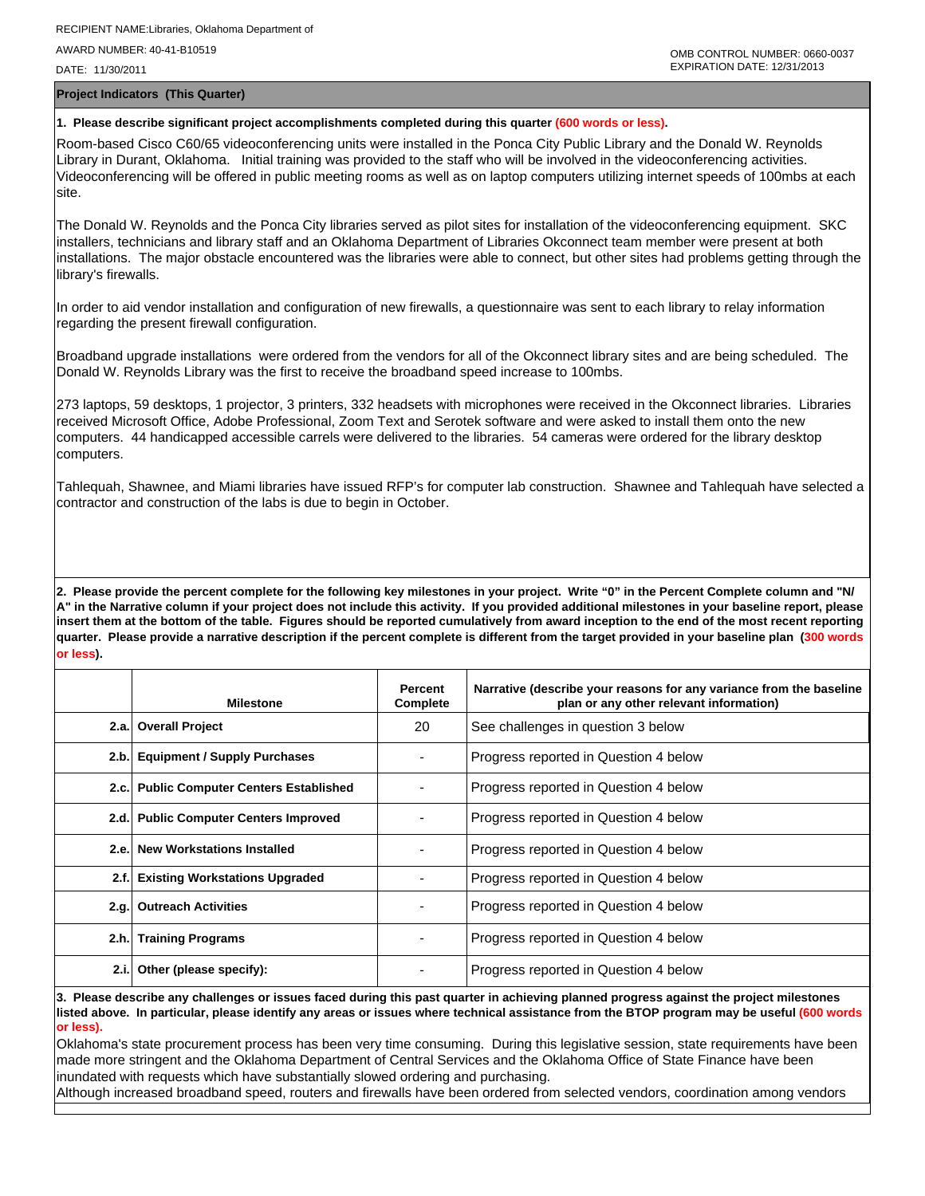RECIPIENT NAME:Libraries, Oklahoma Department of

AWARD NUMBER: 40-41-B10519

DATE: 11/30/2011

OMB CONTROL NUMBER: 0660-0037
EXPIRATION DATE: 12/31/2013

## Project Indicators (This Quarter)

**1. Please describe significant project accomplishments completed during this quarter (600 words or less).**

Room-based Cisco C60/65 videoconferencing units were installed in the Ponca City Public Library and the Donald W. Reynolds Library in Durant, Oklahoma. Initial training was provided to the staff who will be involved in the videoconferencing activities. Videoconferencing will be offered in public meeting rooms as well as on laptop computers utilizing internet speeds of 100mbs at each site.

The Donald W. Reynolds and the Ponca City libraries served as pilot sites for installation of the videoconferencing equipment. SKC installers, technicians and library staff and an Oklahoma Department of Libraries Okconnect team member were present at both installations. The major obstacle encountered was the libraries were able to connect, but other sites had problems getting through the library's firewalls.

In order to aid vendor installation and configuration of new firewalls, a questionnaire was sent to each library to relay information regarding the present firewall configuration.

Broadband upgrade installations were ordered from the vendors for all of the Okconnect library sites and are being scheduled. The Donald W. Reynolds Library was the first to receive the broadband speed increase to 100mbs.

273 laptops, 59 desktops, 1 projector, 3 printers, 332 headsets with microphones were received in the Okconnect libraries. Libraries received Microsoft Office, Adobe Professional, Zoom Text and Serotek software and were asked to install them onto the new computers. 44 handicapped accessible carrels were delivered to the libraries. 54 cameras were ordered for the library desktop computers.

Tahlequah, Shawnee, and Miami libraries have issued RFP's for computer lab construction. Shawnee and Tahlequah have selected a contractor and construction of the labs is due to begin in October.

**2. Please provide the percent complete for the following key milestones in your project. Write "0" in the Percent Complete column and "N/A" in the Narrative column if your project does not include this activity. If you provided additional milestones in your baseline report, please insert them at the bottom of the table. Figures should be reported cumulatively from award inception to the end of the most recent reporting quarter. Please provide a narrative description if the percent complete is different from the target provided in your baseline plan (300 words or less).**

| | Milestone | Percent Complete | Narrative (describe your reasons for any variance from the baseline plan or any other relevant information) |
|---|---|---|---|
| 2.a. | **Overall Project** | 20 | See challenges in question 3 below |
| 2.b. | **Equipment / Supply Purchases** | - | Progress reported in Question 4 below |
| 2.c. | **Public Computer Centers Established** | - | Progress reported in Question 4 below |
| 2.d. | **Public Computer Centers Improved** | - | Progress reported in Question 4 below |
| 2.e. | **New Workstations Installed** | - | Progress reported in Question 4 below |
| 2.f. | **Existing Workstations Upgraded** | - | Progress reported in Question 4 below |
| 2.g. | **Outreach Activities** | - | Progress reported in Question 4 below |
| 2.h. | **Training Programs** | - | Progress reported in Question 4 below |
| 2.i. | **Other (please specify):** | - | Progress reported in Question 4 below |

**3. Please describe any challenges or issues faced during this past quarter in achieving planned progress against the project milestones listed above. In particular, please identify any areas or issues where technical assistance from the BTOP program may be useful (600 words or less).**

Oklahoma's state procurement process has been very time consuming. During this legislative session, state requirements have been made more stringent and the Oklahoma Department of Central Services and the Oklahoma Office of State Finance have been inundated with requests which have substantially slowed ordering and purchasing.
Although increased broadband speed, routers and firewalls have been ordered from selected vendors, coordination among vendors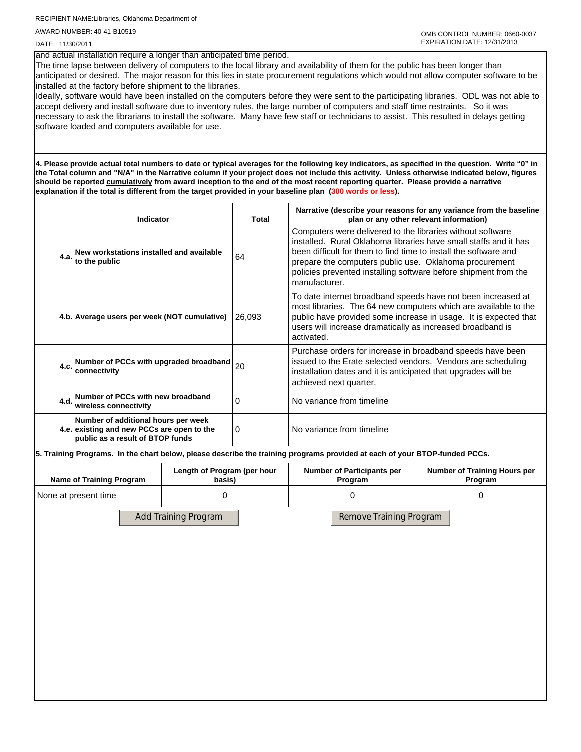and actual installation require a longer than anticipated time period.

The time lapse between delivery of computers to the local library and availability of them for the public has been longer than anticipated or desired. The major reason for this lies in state procurement regulations which would not allow computer software to be installed at the factory before shipment to the libraries.

Ideally, software would have been installed on the computers before they were sent to the participating libraries. ODL was not able to accept delivery and install software due to inventory rules, the large number of computers and staff time restraints. So it was necessary to ask the librarians to install the software. Many have few staff or technicians to assist. This resulted in delays getting software loaded and computers available for use.

**4. Please provide actual total numbers to date or typical averages for the following key indicators, as specified in the question. Write "0" in the Total column and "N/A" in the Narrative column if your project does not include this activity. Unless otherwise indicated below, figures should be reported cumulatively from award inception to the end of the most recent reporting quarter. Please provide a narrative explanation if the total is different from the target provided in your baseline plan (300 words or less).**

| | Indicator | Total | Narrative (describe your reasons for any variance from the baseline plan or any other relevant information) |
|---|---|---|---|
| 4.a. | New workstations installed and available to the public | 64 | Computers were delivered to the libraries without software installed. Rural Oklahoma libraries have small staffs and it has been difficult for them to find time to install the software and prepare the computers public use. Oklahoma procurement policies prevented installing software before shipment from the manufacturer. |
| 4.b. | Average users per week (NOT cumulative) | 26,093 | To date internet broadband speeds have not been increased at most libraries. The 64 new computers which are available to the public have provided some increase in usage. It is expected that users will increase dramatically as increased broadband is activated. |
| 4.c. | Number of PCCs with upgraded broadband connectivity | 20 | Purchase orders for increase in broadband speeds have been issued to the Erate selected vendors. Vendors are scheduling installation dates and it is anticipated that upgrades will be achieved next quarter. |
| 4.d. | Number of PCCs with new broadband wireless connectivity | 0 | No variance from timeline |
| 4.e. | Number of additional hours per week existing and new PCCs are open to the public as a result of BTOP funds | 0 | No variance from timeline |

**5. Training Programs. In the chart below, please describe the training programs provided at each of your BTOP-funded PCCs.**

| Name of Training Program | Length of Program (per hour basis) | Number of Participants per Program | Number of Training Hours per Program |
|---|---|---|---|
| None at present time | 0 | 0 | 0 |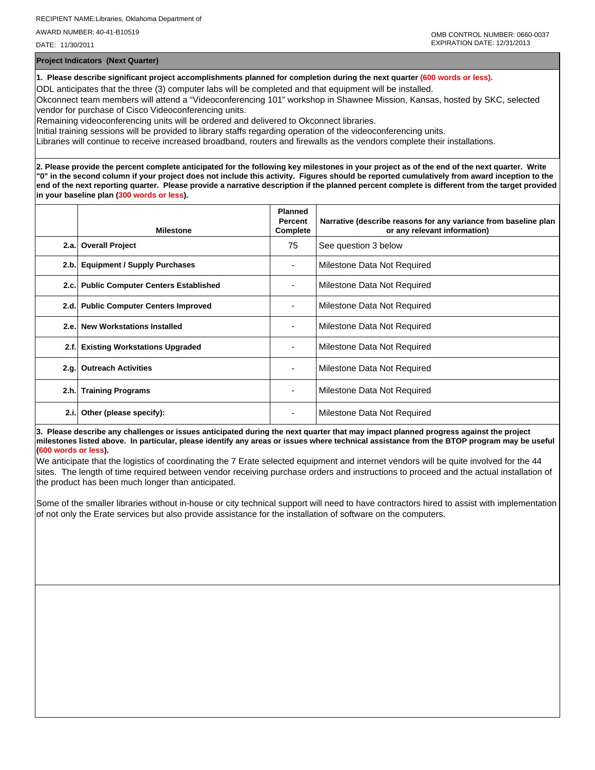RECIPIENT NAME:Libraries, Oklahoma Department of

AWARD NUMBER: 40-41-B10519

DATE: 11/30/2011

OMB CONTROL NUMBER: 0660-0037
EXPIRATION DATE: 12/31/2013

## Project Indicators (Next Quarter)

**1. Please describe significant project accomplishments planned for completion during the next quarter (600 words or less).**

ODL anticipates that the three (3) computer labs will be completed and that equipment will be installed.
Okconnect team members will attend a "Videoconferencing 101" workshop in Shawnee Mission, Kansas, hosted by SKC, selected vendor for purchase of Cisco Videoconferencing units.
Remaining videoconferencing units will be ordered and delivered to Okconnect libraries.
Initial training sessions will be provided to library staffs regarding operation of the videoconferencing units.
Libraries will continue to receive increased broadband, routers and firewalls as the vendors complete their installations.

**2. Please provide the percent complete anticipated for the following key milestones in your project as of the end of the next quarter. Write "0" in the second column if your project does not include this activity. Figures should be reported cumulatively from award inception to the end of the next reporting quarter. Please provide a narrative description if the planned percent complete is different from the target provided in your baseline plan (300 words or less).**

| | Milestone | Planned Percent Complete | Narrative (describe reasons for any variance from baseline plan or any relevant information) |
|---|---|---|---|
| 2.a. | **Overall Project** | 75 | See question 3 below |
| 2.b. | **Equipment / Supply Purchases** | - | Milestone Data Not Required |
| 2.c. | **Public Computer Centers Established** | - | Milestone Data Not Required |
| 2.d. | **Public Computer Centers Improved** | - | Milestone Data Not Required |
| 2.e. | **New Workstations Installed** | - | Milestone Data Not Required |
| 2.f. | **Existing Workstations Upgraded** | - | Milestone Data Not Required |
| 2.g. | **Outreach Activities** | - | Milestone Data Not Required |
| 2.h. | **Training Programs** | - | Milestone Data Not Required |
| 2.i. | **Other (please specify):** | - | Milestone Data Not Required |

**3. Please describe any challenges or issues anticipated during the next quarter that may impact planned progress against the project milestones listed above. In particular, please identify any areas or issues where technical assistance from the BTOP program may be useful (600 words or less).**

We anticipate that the logistics of coordinating the 7 Erate selected equipment and internet vendors will be quite involved for the 44 sites. The length of time required between vendor receiving purchase orders and instructions to proceed and the actual installation of the product has been much longer than anticipated.

Some of the smaller libraries without in-house or city technical support will need to have contractors hired to assist with implementation of not only the Erate services but also provide assistance for the installation of software on the computers.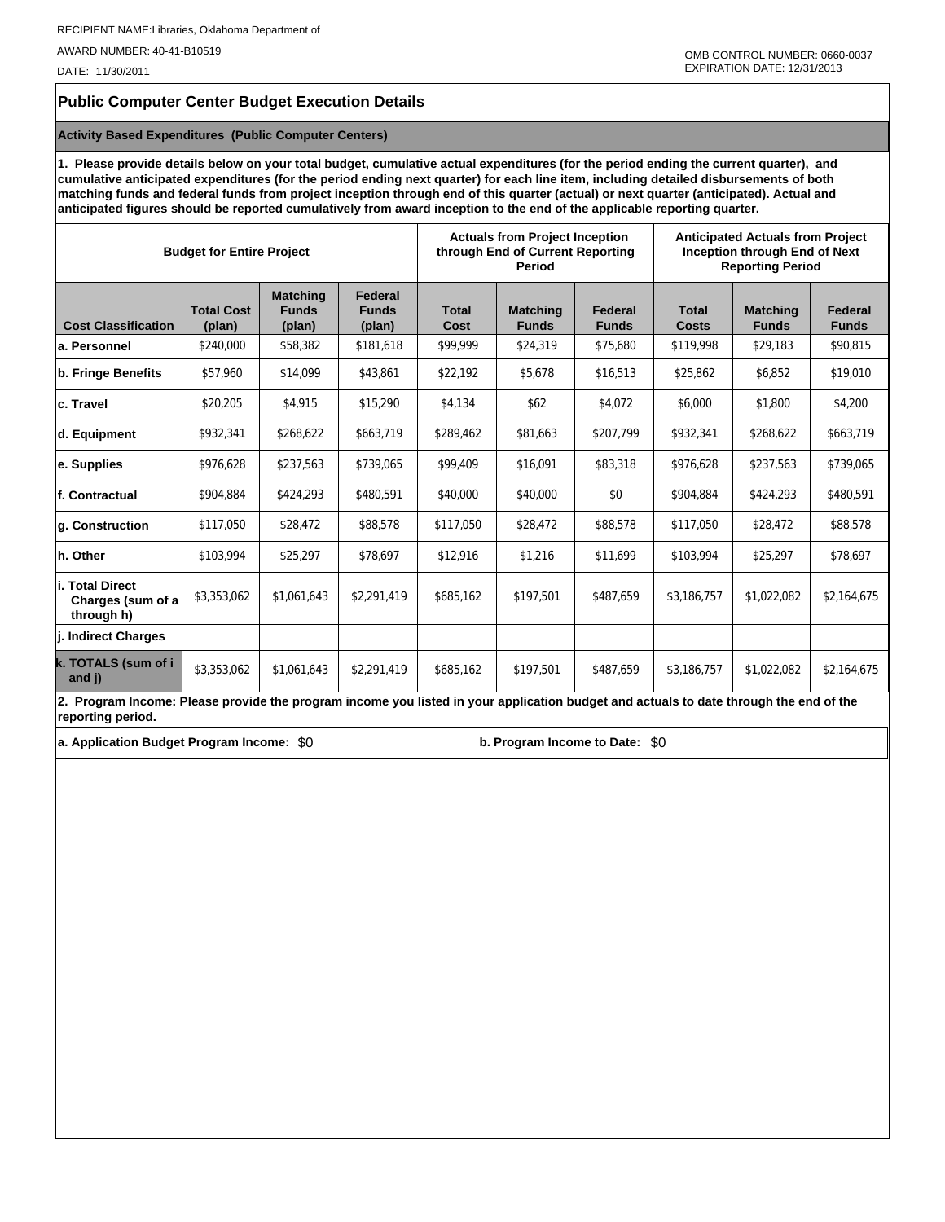RECIPIENT NAME:Libraries, Oklahoma Department of

AWARD NUMBER: 40-41-B10519

DATE: 11/30/2011

OMB CONTROL NUMBER: 0660-0037
EXPIRATION DATE: 12/31/2013

## Public Computer Center Budget Execution Details

**Activity Based Expenditures (Public Computer Centers)**

**1. Please provide details below on your total budget, cumulative actual expenditures (for the period ending the current quarter), and cumulative anticipated expenditures (for the period ending next quarter) for each line item, including detailed disbursements of both matching funds and federal funds from project inception through end of this quarter (actual) or next quarter (anticipated). Actual and anticipated figures should be reported cumulatively from award inception to the end of the applicable reporting quarter.**

| Budget for Entire Project | | | | Actuals from Project Inception through End of Current Reporting Period | | | Anticipated Actuals from Project Inception through End of Next Reporting Period | | |
|---|---|---|---|---|---|---|---|---|---|
| Cost Classification | Total Cost (plan) | Matching Funds (plan) | Federal Funds (plan) | Total Cost | Matching Funds | Federal Funds | Total Costs | Matching Funds | Federal Funds |
| a. Personnel | $240,000 | $58,382 | $181,618 | $99,999 | $24,319 | $75,680 | $119,998 | $29,183 | $90,815 |
| b. Fringe Benefits | $57,960 | $14,099 | $43,861 | $22,192 | $5,678 | $16,513 | $25,862 | $6,852 | $19,010 |
| c. Travel | $20,205 | $4,915 | $15,290 | $4,134 | $62 | $4,072 | $6,000 | $1,800 | $4,200 |
| d. Equipment | $932,341 | $268,622 | $663,719 | $289,462 | $81,663 | $207,799 | $932,341 | $268,622 | $663,719 |
| e. Supplies | $976,628 | $237,563 | $739,065 | $99,409 | $16,091 | $83,318 | $976,628 | $237,563 | $739,065 |
| f. Contractual | $904,884 | $424,293 | $480,591 | $40,000 | $40,000 | $0 | $904,884 | $424,293 | $480,591 |
| g. Construction | $117,050 | $28,472 | $88,578 | $117,050 | $28,472 | $88,578 | $117,050 | $28,472 | $88,578 |
| h. Other | $103,994 | $25,297 | $78,697 | $12,916 | $1,216 | $11,699 | $103,994 | $25,297 | $78,697 |
| i. Total Direct Charges (sum of a through h) | $3,353,062 | $1,061,643 | $2,291,419 | $685,162 | $197,501 | $487,659 | $3,186,757 | $1,022,082 | $2,164,675 |
| j. Indirect Charges | | | | | | | | | |
| k. TOTALS (sum of i and j) | $3,353,062 | $1,061,643 | $2,291,419 | $685,162 | $197,501 | $487,659 | $3,186,757 | $1,022,082 | $2,164,675 |

**2. Program Income: Please provide the program income you listed in your application budget and actuals to date through the end of the reporting period.**

**a. Application Budget Program Income:** $0

**b. Program Income to Date:** $0